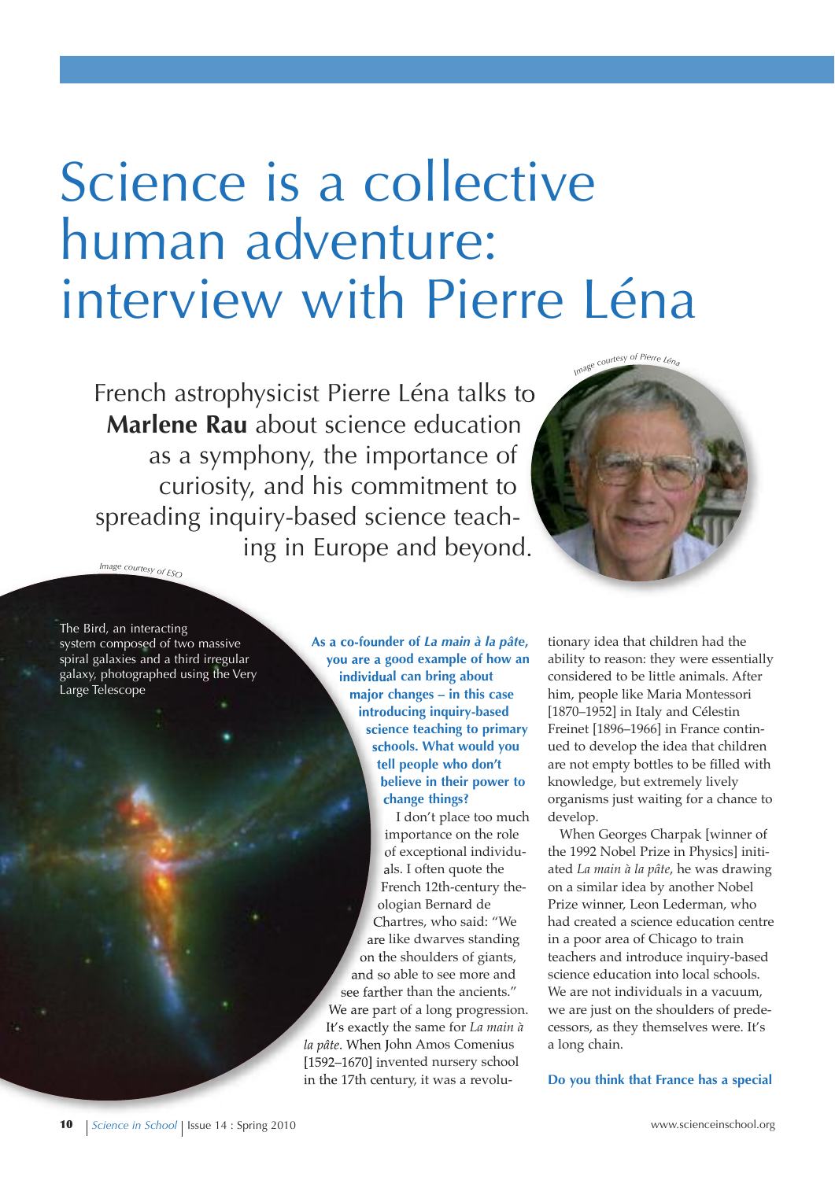# Science is a collective human adventure: interview with Pierre Léna

French astrophysicist Pierre Léna talks to **Marlene Rau** about science education as a symphony, the importance of curiosity, and his commitment to spreading inquiry-based science teaching in Europe and beyond.

Image courtesy of Pierre Léna

Image courtesy of ESO

The Bird, an interacting system composed of two massive spiral galaxies and a third irregular galaxy, photographed using the Very Large Telescope

**As a co-founder of *La main à la pâte*, you are a good example of how an individual can bring about major changes – in this case introducing inquiry-based science teaching to primary schools. What would you tell people who don't believe in their power to change things?**

I don't place too much importance on the role of exceptional individuals. I often quote the French 12th-century theologian Bernard de Chartres, who said: "We are like dwarves standing on the shoulders of giants, and so able to see more and see farther than the ancients." We are part of a long progression. It's exactly the same for *La main à la pâte*. When John Amos Comenius [1592–1670] invented nursery school in the 17th century, it was a revolutionary idea that children had the ability to reason: they were essentially considered to be little animals. After him, people like Maria Montessori [1870–1952] in Italy and Célestin Freinet [1896–1966] in France continued to develop the idea that children are not empty bottles to be filled with knowledge, but extremely lively organisms just waiting for a chance to develop.

When Georges Charpak [winner of the 1992 Nobel Prize in Physics] initiated *La main à la pâte*, he was drawing on a similar idea by another Nobel Prize winner, Leon Lederman, who had created a science education centre in a poor area of Chicago to train teachers and introduce inquiry-based science education into local schools. We are not individuals in a vacuum, we are just on the shoulders of predecessors, as they themselves were. It's a long chain.

**Do you think that France has a special**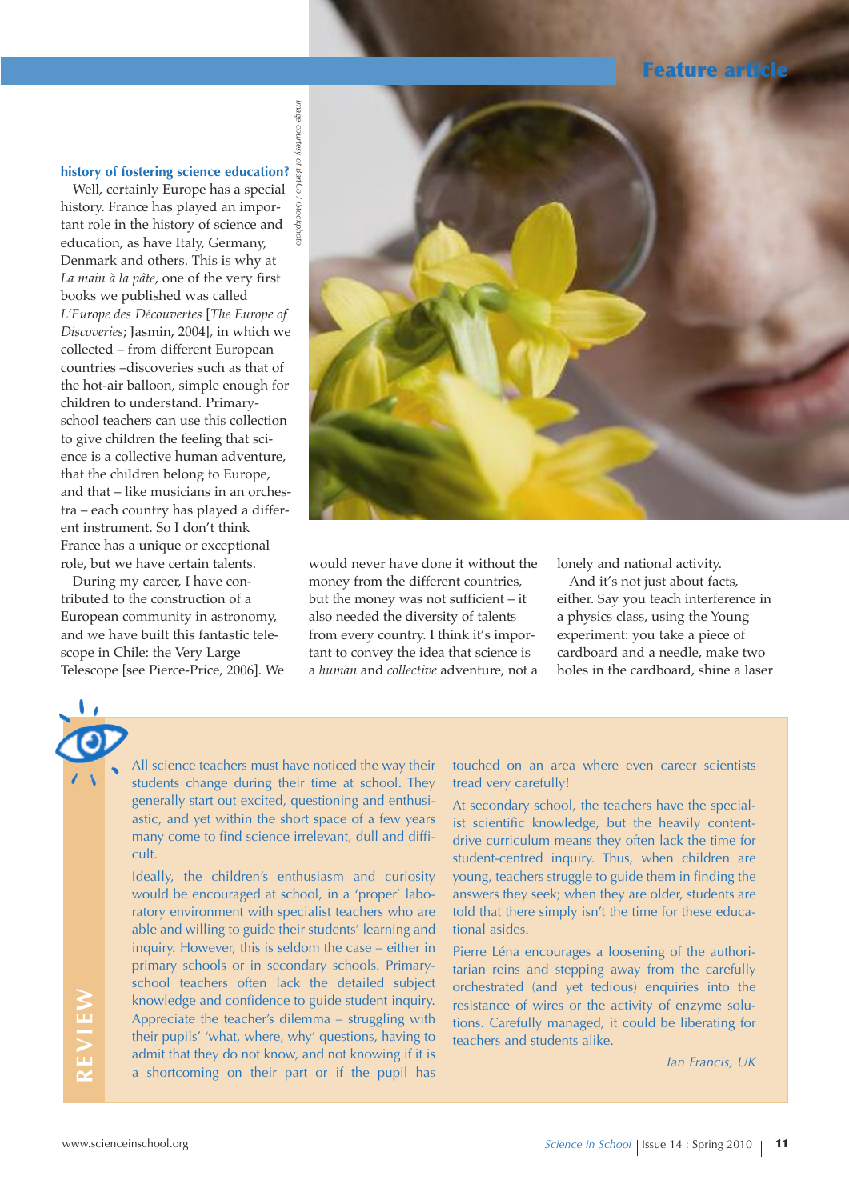**history of fostering science education?**

Well, certainly Europe has a special history. France has played an important role in the history of science and education, as have Italy, Germany, Denmark and others. This is why at *La main à la pâte*, one of the very first books we published was called *L'Europe des Découvertes* [*The Europe of Discoveries*; Jasmin, 2004], in which we collected – from different European countries –discoveries such as that of the hot-air balloon, simple enough for children to understand. Primary-school teachers can use this collection to give children the feeling that science is a collective human adventure, that the children belong to Europe, and that – like musicians in an orchestra – each country has played a different instrument. So I don't think France has a unique or exceptional role, but we have certain talents.

During my career, I have contributed to the construction of a European community in astronomy, and we have built this fantastic telescope in Chile: the Very Large Telescope [see Pierce-Price, 2006]. We would never have done it without the money from the different countries, but the money was not sufficient – it also needed the diversity of talents from every country. I think it's important to convey the idea that science is a *human* and *collective* adventure, not a lonely and national activity.

And it's not just about facts, either. Say you teach interference in a physics class, using the Young experiment: you take a piece of cardboard and a needle, make two holes in the cardboard, shine a laser

Image courtesy of BartCo / iStockphoto

**REVIEW**

All science teachers must have noticed the way their students change during their time at school. They generally start out excited, questioning and enthusiastic, and yet within the short space of a few years many come to find science irrelevant, dull and difficult.

Ideally, the children's enthusiasm and curiosity would be encouraged at school, in a 'proper' laboratory environment with specialist teachers who are able and willing to guide their students' learning and inquiry. However, this is seldom the case – either in primary schools or in secondary schools. Primary-school teachers often lack the detailed subject knowledge and confidence to guide student inquiry. Appreciate the teacher's dilemma – struggling with their pupils' 'what, where, why' questions, having to admit that they do not know, and not knowing if it is a shortcoming on their part or if the pupil has touched on an area where even career scientists tread very carefully!

At secondary school, the teachers have the specialist scientific knowledge, but the heavily content-drive curriculum means they often lack the time for student-centred inquiry. Thus, when children are young, teachers struggle to guide them in finding the answers they seek; when they are older, students are told that there simply isn't the time for these educational asides.

Pierre Léna encourages a loosening of the authoritarian reins and stepping away from the carefully orchestrated (and yet tedious) enquiries into the resistance of wires or the activity of enzyme solutions. Carefully managed, it could be liberating for teachers and students alike.

*Ian Francis, UK*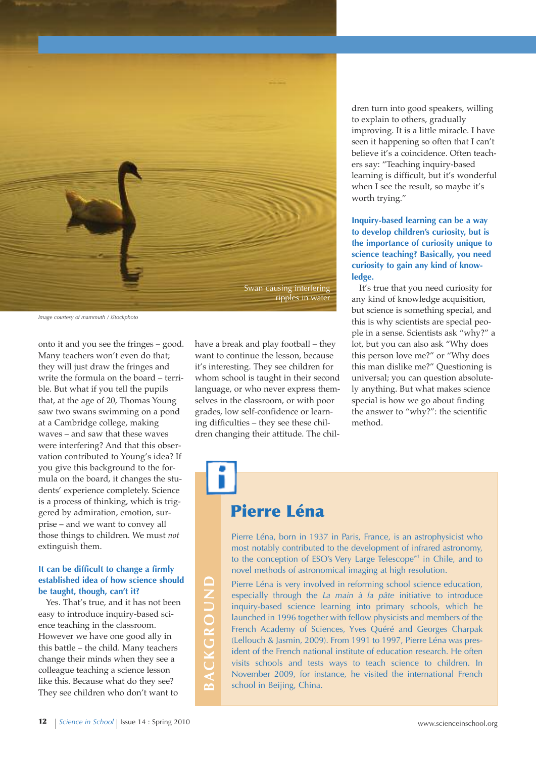Swan causing interfering ripples in water

Image courtesy of mammuth / iStockphoto

onto it and you see the fringes – good. Many teachers won't even do that; they will just draw the fringes and write the formula on the board – terrible. But what if you tell the pupils that, at the age of 20, Thomas Young saw two swans swimming on a pond at a Cambridge college, making waves – and saw that these waves were interfering? And that this observation contributed to Young's idea? If you give this background to the formula on the board, it changes the students' experience completely. Science is a process of thinking, which is triggered by admiration, emotion, surprise – and we want to convey all those things to children. We must *not* extinguish them.

**It can be difficult to change a firmly established idea of how science should be taught, though, can't it?**

Yes. That's true, and it has not been easy to introduce inquiry-based science teaching in the classroom. However we have one good ally in this battle – the child. Many teachers change their minds when they see a colleague teaching a science lesson like this. Because what do they see? They see children who don't want to have a break and play football – they want to continue the lesson, because it's interesting. They see children for whom school is taught in their second language, or who never express themselves in the classroom, or with poor grades, low self-confidence or learning difficulties – they see these children changing their attitude. The children turn into good speakers, willing to explain to others, gradually improving. It is a little miracle. I have seen it happening so often that I can't believe it's a coincidence. Often teachers say: "Teaching inquiry-based learning is difficult, but it's wonderful when I see the result, so maybe it's worth trying."

**Inquiry-based learning can be a way to develop children's curiosity, but is the importance of curiosity unique to science teaching? Basically, you need curiosity to gain any kind of knowledge.**

It's true that you need curiosity for any kind of knowledge acquisition, but science is something special, and this is why scientists are special people in a sense. Scientists ask "why?" a lot, but you can also ask "Why does this person love me?" or "Why does this man dislike me?" Questioning is universal; you can question absolutely anything. But what makes science special is how we go about finding the answer to "why?": the scientific method.

## BACKGROUND

## Pierre Léna

Pierre Léna, born in 1937 in Paris, France, is an astrophysicist who most notably contributed to the development of infrared astronomy, to the conception of ESO's Very Large Telescope[w1] in Chile, and to novel methods of astronomical imaging at high resolution.

Pierre Léna is very involved in reforming school science education, especially through the *La main à la pâte* initiative to introduce inquiry-based science learning into primary schools, which he launched in 1996 together with fellow physicists and members of the French Academy of Sciences, Yves Quéré and Georges Charpak (Lellouch & Jasmin, 2009). From 1991 to 1997, Pierre Léna was president of the French national institute of education research. He often visits schools and tests ways to teach science to children. In November 2009, for instance, he visited the international French school in Beijing, China.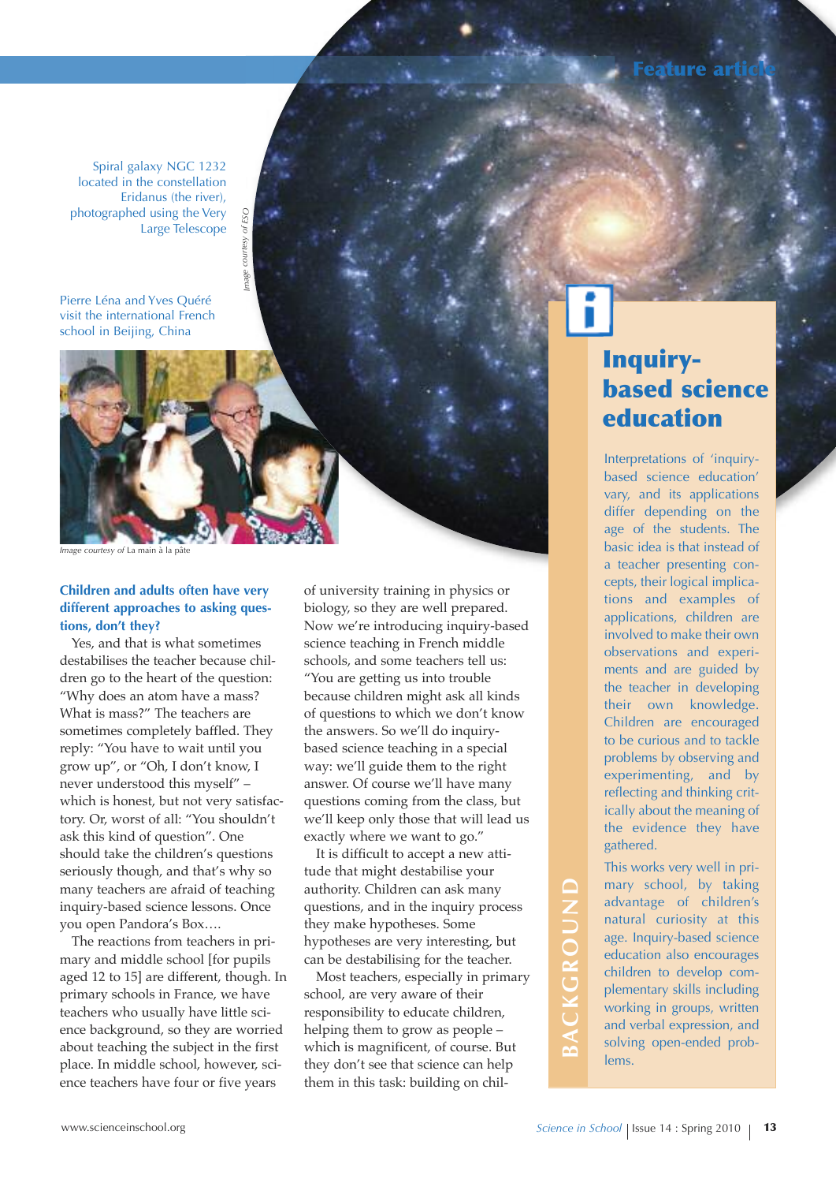Spiral galaxy NGC 1232 located in the constellation Eridanus (the river), photographed using the Very Large Telescope

*Image courtesy of ESO*

Pierre Léna and Yves Quéré visit the international French school in Beijing, China

*Image courtesy of* La main à la pâte

**Children and adults often have very different approaches to asking questions, don't they?**

Yes, and that is what sometimes destabilises the teacher because children go to the heart of the question: "Why does an atom have a mass? What is mass?" The teachers are sometimes completely baffled. They reply: "You have to wait until you grow up", or "Oh, I don't know, I never understood this myself" – which is honest, but not very satisfactory. Or, worst of all: "You shouldn't ask this kind of question". One should take the children's questions seriously though, and that's why so many teachers are afraid of teaching inquiry-based science lessons. Once you open Pandora's Box….

The reactions from teachers in primary and middle school [for pupils aged 12 to 15] are different, though. In primary schools in France, we have teachers who usually have little science background, so they are worried about teaching the subject in the first place. In middle school, however, science teachers have four or five years of university training in physics or biology, so they are well prepared. Now we're introducing inquiry-based science teaching in French middle schools, and some teachers tell us: "You are getting us into trouble because children might ask all kinds of questions to which we don't know the answers. So we'll do inquiry-based science teaching in a special way: we'll guide them to the right answer. Of course we'll have many questions coming from the class, but we'll keep only those that will lead us exactly where we want to go."

It is difficult to accept a new attitude that might destabilise your authority. Children can ask many questions, and in the inquiry process they make hypotheses. Some hypotheses are very interesting, but can be destabilising for the teacher.

Most teachers, especially in primary school, are very aware of their responsibility to educate children, helping them to grow as people – which is magnificent, of course. But they don't see that science can help them in this task: building on chil-

## BACKGROUND

### Inquiry-based science education

Interpretations of 'inquiry-based science education' vary, and its applications differ depending on the age of the students. The basic idea is that instead of a teacher presenting concepts, their logical implications and examples of applications, children are involved to make their own observations and experiments and are guided by the teacher in developing their own knowledge. Children are encouraged to be curious and to tackle problems by observing and experimenting, and by reflecting and thinking critically about the meaning of the evidence they have gathered.

This works very well in primary school, by taking advantage of children's natural curiosity at this age. Inquiry-based science education also encourages children to develop complementary skills including working in groups, written and verbal expression, and solving open-ended problems.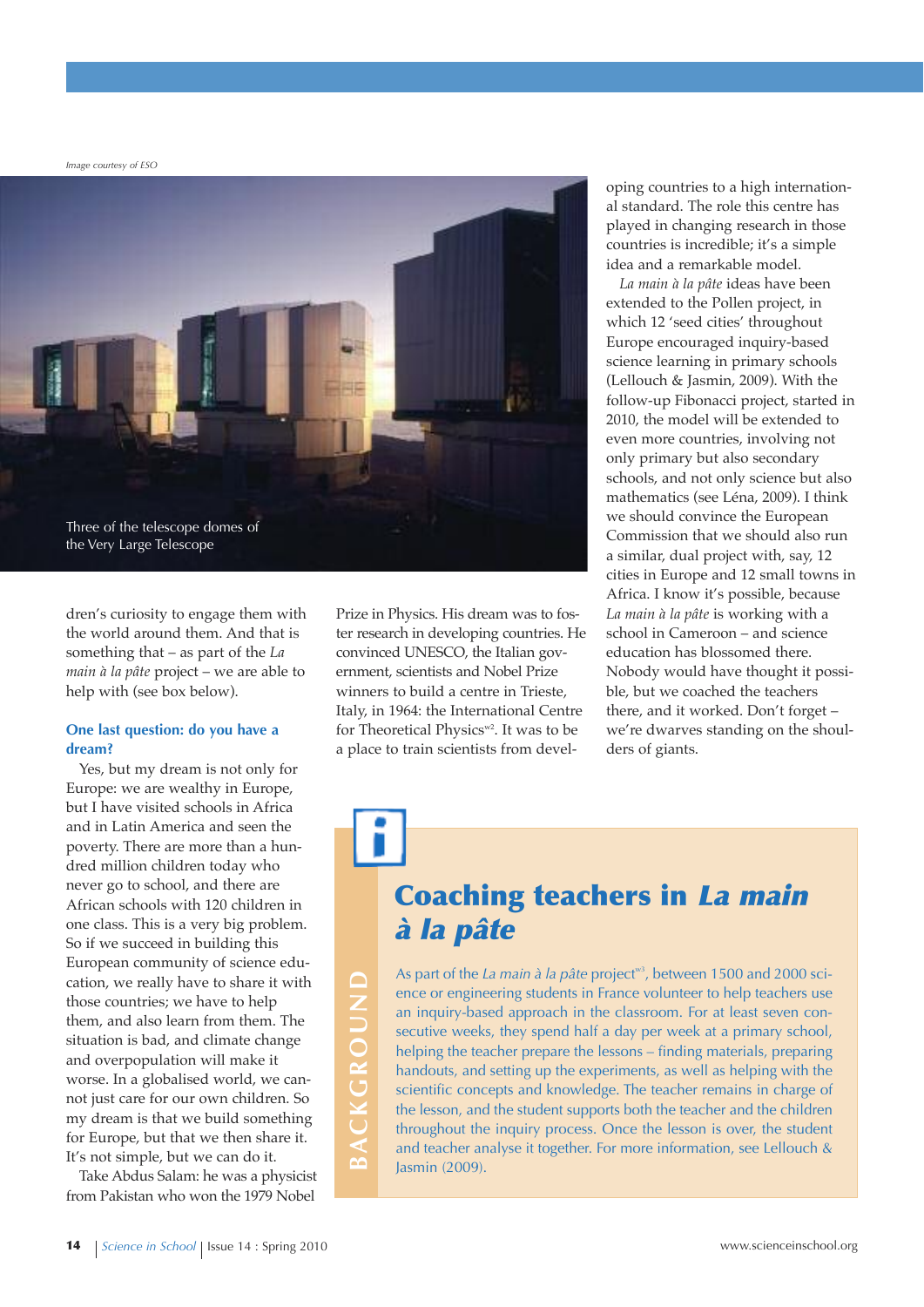Image courtesy of ESO

Three of the telescope domes of the Very Large Telescope

dren's curiosity to engage them with the world around them. And that is something that – as part of the *La main à la pâte* project – we are able to help with (see box below).

### One last question: do you have a dream?

Yes, but my dream is not only for Europe: we are wealthy in Europe, but I have visited schools in Africa and in Latin America and seen the poverty. There are more than a hundred million children today who never go to school, and there are African schools with 120 children in one class. This is a very big problem. So if we succeed in building this European community of science education, we really have to share it with those countries; we have to help them, and also learn from them. The situation is bad, and climate change and overpopulation will make it worse. In a globalised world, we cannot just care for our own children. So my dream is that we build something for Europe, but that we then share it. It's not simple, but we can do it.

Take Abdus Salam: he was a physicist from Pakistan who won the 1979 Nobel Prize in Physics. His dream was to foster research in developing countries. He convinced UNESCO, the Italian government, scientists and Nobel Prize winners to build a centre in Trieste, Italy, in 1964: the International Centre for Theoretical Physics[w2]. It was to be a place to train scientists from developing countries to a high international standard. The role this centre has played in changing research in those countries is incredible; it's a simple idea and a remarkable model.

*La main à la pâte* ideas have been extended to the Pollen project, in which 12 'seed cities' throughout Europe encouraged inquiry-based science learning in primary schools (Lellouch & Jasmin, 2009). With the follow-up Fibonacci project, started in 2010, the model will be extended to even more countries, involving not only primary but also secondary schools, and not only science but also mathematics (see Léna, 2009). I think we should convince the European Commission that we should also run a similar, dual project with, say, 12 cities in Europe and 12 small towns in Africa. I know it's possible, because *La main à la pâte* is working with a school in Cameroon – and science education has blossomed there. Nobody would have thought it possible, but we coached the teachers there, and it worked. Don't forget – we're dwarves standing on the shoulders of giants.

## BACKGROUND: Coaching teachers in *La main à la pâte*

As part of the *La main à la pâte* project[w3], between 1500 and 2000 science or engineering students in France volunteer to help teachers use an inquiry-based approach in the classroom. For at least seven consecutive weeks, they spend half a day per week at a primary school, helping the teacher prepare the lessons – finding materials, preparing handouts, and setting up the experiments, as well as helping with the scientific concepts and knowledge. The teacher remains in charge of the lesson, and the student supports both the teacher and the children throughout the inquiry process. Once the lesson is over, the student and teacher analyse it together. For more information, see Lellouch & Jasmin (2009).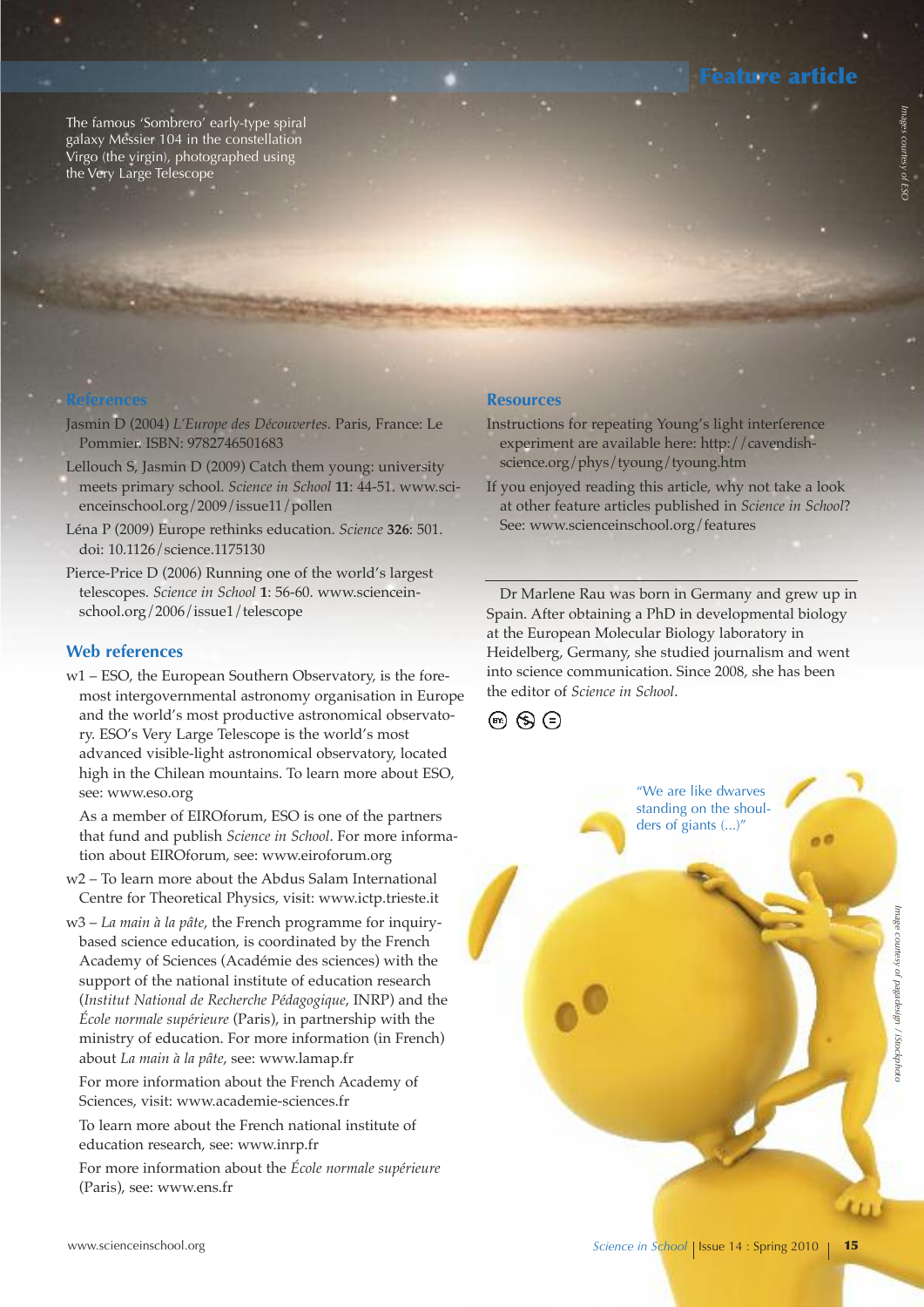The famous 'Sombrero' early-type spiral galaxy Messier 104 in the constellation Virgo (the virgin), photographed using the Very Large Telescope

Images courtesy of ESO

## References

Jasmin D (2004) *L'Europe des Découvertes*. Paris, France: Le Pommier. ISBN: 9782746501683

Lellouch S, Jasmin D (2009) Catch them young: university meets primary school. *Science in School* **11**: 44-51. www.scienceinschool.org/2009/issue11/pollen

Léna P (2009) Europe rethinks education. *Science* **326**: 501. doi: 10.1126/science.1175130

Pierce-Price D (2006) Running one of the world's largest telescopes. *Science in School* **1**: 56-60. www.scienceinschool.org/2006/issue1/telescope

## Web references

w1 – ESO, the European Southern Observatory, is the foremost intergovernmental astronomy organisation in Europe and the world's most productive astronomical observatory. ESO's Very Large Telescope is the world's most advanced visible-light astronomical observatory, located high in the Chilean mountains. To learn more about ESO, see: www.eso.org

As a member of EIROforum, ESO is one of the partners that fund and publish *Science in School*. For more information about EIROforum, see: www.eiroforum.org

w2 – To learn more about the Abdus Salam International Centre for Theoretical Physics, visit: www.ictp.trieste.it

w3 – *La main à la pâte*, the French programme for inquiry-based science education, is coordinated by the French Academy of Sciences (Académie des sciences) with the support of the national institute of education research (*Institut National de Recherche Pédagogique*, INRP) and the *École normale supérieure* (Paris), in partnership with the ministry of education. For more information (in French) about *La main à la pâte*, see: www.lamap.fr

For more information about the French Academy of Sciences, visit: www.academie-sciences.fr

To learn more about the French national institute of education research, see: www.inrp.fr

For more information about the *École normale supérieure* (Paris), see: www.ens.fr

## Resources

Instructions for repeating Young's light interference experiment are available here: http://cavendish-science.org/phys/tyoung/tyoung.htm

If you enjoyed reading this article, why not take a look at other feature articles published in *Science in School*? See: www.scienceinschool.org/features

Dr Marlene Rau was born in Germany and grew up in Spain. After obtaining a PhD in developmental biology at the European Molecular Biology laboratory in Heidelberg, Germany, she studied journalism and went into science communication. Since 2008, she has been the editor of *Science in School*.

"We are like dwarves standing on the shoulders of giants (...)"

Image courtesy of pagadesign / iStockphoto